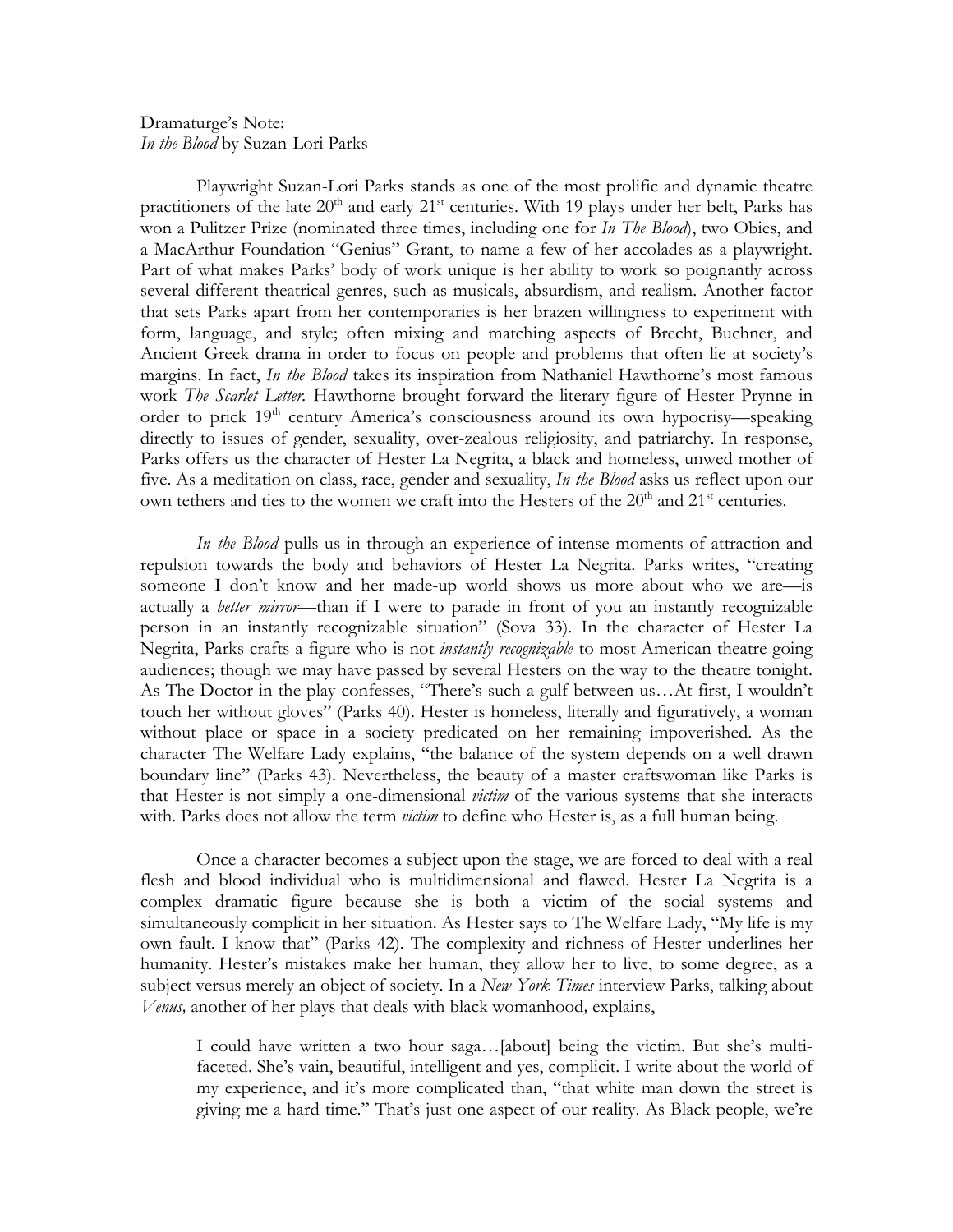<u>Dramaturge's Note:</u>
*In the Blood* by Suzan-Lori Parks

Playwright Suzan-Lori Parks stands as one of the most prolific and dynamic theatre practitioners of the late 20th and early 21st centuries. With 19 plays under her belt, Parks has won a Pulitzer Prize (nominated three times, including one for *In The Blood*), two Obies, and a MacArthur Foundation "Genius" Grant, to name a few of her accolades as a playwright. Part of what makes Parks' body of work unique is her ability to work so poignantly across several different theatrical genres, such as musicals, absurdism, and realism. Another factor that sets Parks apart from her contemporaries is her brazen willingness to experiment with form, language, and style; often mixing and matching aspects of Brecht, Buchner, and Ancient Greek drama in order to focus on people and problems that often lie at society's margins. In fact, *In the Blood* takes its inspiration from Nathaniel Hawthorne's most famous work *The Scarlet Letter*. Hawthorne brought forward the literary figure of Hester Prynne in order to prick 19th century America's consciousness around its own hypocrisy—speaking directly to issues of gender, sexuality, over-zealous religiosity, and patriarchy. In response, Parks offers us the character of Hester La Negrita, a black and homeless, unwed mother of five. As a meditation on class, race, gender and sexuality, *In the Blood* asks us reflect upon our own tethers and ties to the women we craft into the Hesters of the 20th and 21st centuries.

*In the Blood* pulls us in through an experience of intense moments of attraction and repulsion towards the body and behaviors of Hester La Negrita. Parks writes, "creating someone I don't know and her made-up world shows us more about who we are—is actually a *better mirror*—than if I were to parade in front of you an instantly recognizable person in an instantly recognizable situation" (Sova 33). In the character of Hester La Negrita, Parks crafts a figure who is not *instantly recognizable* to most American theatre going audiences; though we may have passed by several Hesters on the way to the theatre tonight. As The Doctor in the play confesses, "There's such a gulf between us…At first, I wouldn't touch her without gloves" (Parks 40). Hester is homeless, literally and figuratively, a woman without place or space in a society predicated on her remaining impoverished. As the character The Welfare Lady explains, "the balance of the system depends on a well drawn boundary line" (Parks 43). Nevertheless, the beauty of a master craftswoman like Parks is that Hester is not simply a one-dimensional *victim* of the various systems that she interacts with. Parks does not allow the term *victim* to define who Hester is, as a full human being.

Once a character becomes a subject upon the stage, we are forced to deal with a real flesh and blood individual who is multidimensional and flawed. Hester La Negrita is a complex dramatic figure because she is both a victim of the social systems and simultaneously complicit in her situation. As Hester says to The Welfare Lady, "My life is my own fault. I know that" (Parks 42). The complexity and richness of Hester underlines her humanity. Hester's mistakes make her human, they allow her to live, to some degree, as a subject versus merely an object of society. In a *New York Times* interview Parks, talking about *Venus,* another of her plays that deals with black womanhood*,* explains,

> I could have written a two hour saga…[about] being the victim. But she's multi-faceted. She's vain, beautiful, intelligent and yes, complicit. I write about the world of my experience, and it's more complicated than, "that white man down the street is giving me a hard time." That's just one aspect of our reality. As Black people, we're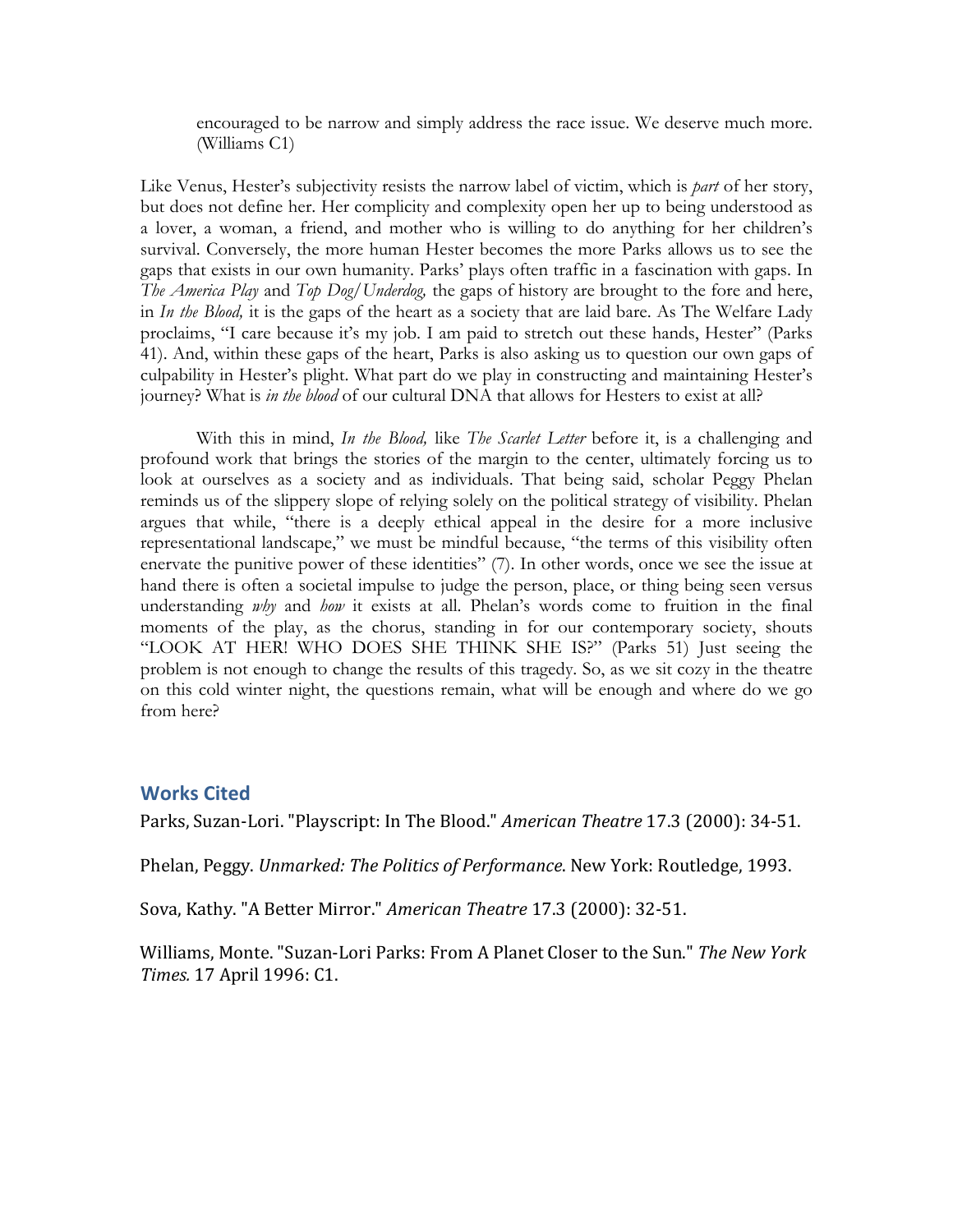> encouraged to be narrow and simply address the race issue. We deserve much more. (Williams C1)

Like Venus, Hester's subjectivity resists the narrow label of victim, which is *part* of her story, but does not define her. Her complicity and complexity open her up to being understood as a lover, a woman, a friend, and mother who is willing to do anything for her children's survival. Conversely, the more human Hester becomes the more Parks allows us to see the gaps that exists in our own humanity. Parks' plays often traffic in a fascination with gaps. In *The America Play* and *Top Dog/Underdog,* the gaps of history are brought to the fore and here, in *In the Blood,* it is the gaps of the heart as a society that are laid bare. As The Welfare Lady proclaims, "I care because it's my job. I am paid to stretch out these hands, Hester" (Parks 41). And, within these gaps of the heart, Parks is also asking us to question our own gaps of culpability in Hester's plight. What part do we play in constructing and maintaining Hester's journey? What is *in the blood* of our cultural DNA that allows for Hesters to exist at all?

With this in mind, *In the Blood,* like *The Scarlet Letter* before it, is a challenging and profound work that brings the stories of the margin to the center, ultimately forcing us to look at ourselves as a society and as individuals. That being said, scholar Peggy Phelan reminds us of the slippery slope of relying solely on the political strategy of visibility. Phelan argues that while, "there is a deeply ethical appeal in the desire for a more inclusive representational landscape," we must be mindful because, "the terms of this visibility often enervate the punitive power of these identities" (7). In other words, once we see the issue at hand there is often a societal impulse to judge the person, place, or thing being seen versus understanding *why* and *how* it exists at all. Phelan's words come to fruition in the final moments of the play, as the chorus, standing in for our contemporary society, shouts "LOOK AT HER! WHO DOES SHE THINK SHE IS?" (Parks 51) Just seeing the problem is not enough to change the results of this tragedy. So, as we sit cozy in the theatre on this cold winter night, the questions remain, what will be enough and where do we go from here?

## Works Cited

Parks, Suzan-Lori. "Playscript: In The Blood." *American Theatre* 17.3 (2000): 34-51.

Phelan, Peggy. *Unmarked: The Politics of Performance*. New York: Routledge, 1993.

Sova, Kathy. "A Better Mirror." *American Theatre* 17.3 (2000): 32-51.

Williams, Monte. "Suzan-Lori Parks: From A Planet Closer to the Sun." *The New York Times.* 17 April 1996: C1.